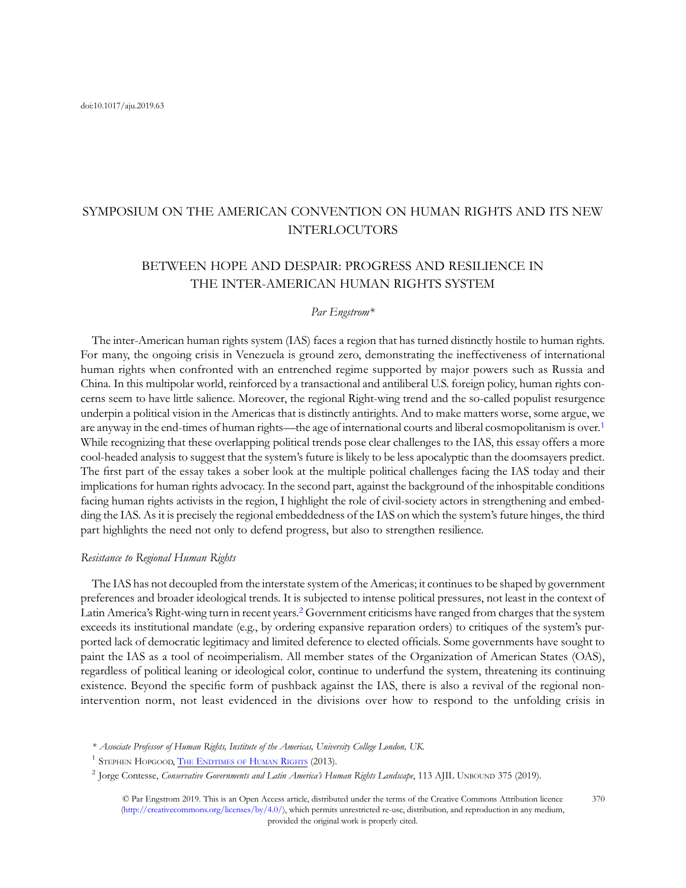doi:10.1017/aju.2019.63

# SYMPOSIUM ON THE AMERICAN CONVENTION ON HUMAN RIGHTS AND ITS NEW INTERLOCUTORS

## BETWEEN HOPE AND DESPAIR: PROGRESS AND RESILIENCE IN THE INTER-AMERICAN HUMAN RIGHTS SYSTEM

*Par Engstrom\**

The inter-American human rights system (IAS) faces a region that has turned distinctly hostile to human rights. For many, the ongoing crisis in Venezuela is ground zero, demonstrating the ineffectiveness of international human rights when confronted with an entrenched regime supported by major powers such as Russia and China. In this multipolar world, reinforced by a transactional and antiliberal U.S. foreign policy, human rights concerns seem to have little salience. Moreover, the regional Right-wing trend and the so-called populist resurgence underpin a political vision in the Americas that is distinctly antirights. And to make matters worse, some argue, we are anyway in the end-times of human rights—the age of international courts and liberal cosmopolitanism is over.[1] While recognizing that these overlapping political trends pose clear challenges to the IAS, this essay offers a more cool-headed analysis to suggest that the system's future is likely to be less apocalyptic than the doomsayers predict. The first part of the essay takes a sober look at the multiple political challenges facing the IAS today and their implications for human rights advocacy. In the second part, against the background of the inhospitable conditions facing human rights activists in the region, I highlight the role of civil-society actors in strengthening and embedding the IAS. As it is precisely the regional embeddedness of the IAS on which the system's future hinges, the third part highlights the need not only to defend progress, but also to strengthen resilience.

### *Resistance to Regional Human Rights*

The IAS has not decoupled from the interstate system of the Americas; it continues to be shaped by government preferences and broader ideological trends. It is subjected to intense political pressures, not least in the context of Latin America's Right-wing turn in recent years.[2] Government criticisms have ranged from charges that the system exceeds its institutional mandate (e.g., by ordering expansive reparation orders) to critiques of the system's purported lack of democratic legitimacy and limited deference to elected officials. Some governments have sought to paint the IAS as a tool of neoimperialism. All member states of the Organization of American States (OAS), regardless of political leaning or ideological color, continue to underfund the system, threatening its continuing existence. Beyond the specific form of pushback against the IAS, there is also a revival of the regional non-intervention norm, not least evidenced in the divisions over how to respond to the unfolding crisis in

\* *Associate Professor of Human Rights, Institute of the Americas, University College London, UK.*

[1] Stephen Hopgood, The Endtimes of Human Rights (2013).

[2] Jorge Contesse, *Conservative Governments and Latin America's Human Rights Landscape*, 113 AJIL Unbound 375 (2019).

© Par Engstrom 2019. This is an Open Access article, distributed under the terms of the Creative Commons Attribution licence (http://creativecommons.org/licenses/by/4.0/), which permits unrestricted re-use, distribution, and reproduction in any medium, provided the original work is properly cited.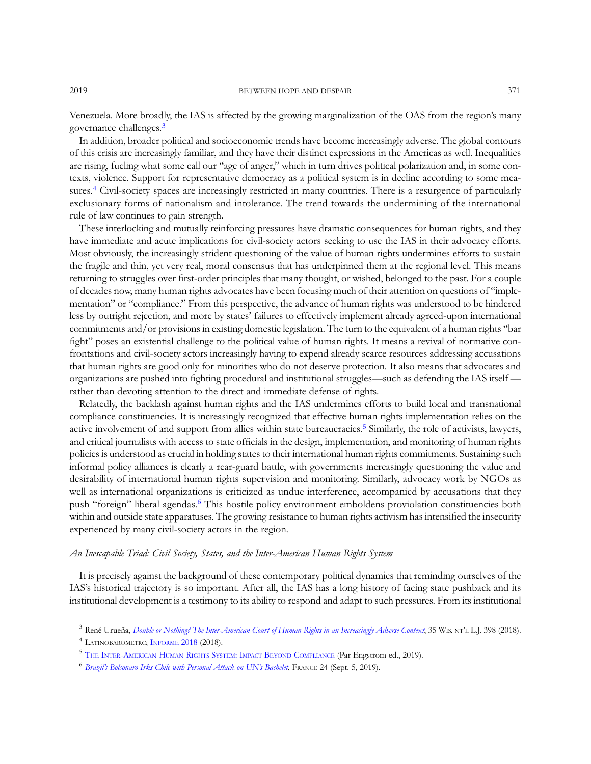Venezuela. More broadly, the IAS is affected by the growing marginalization of the OAS from the region's many governance challenges.[3]

In addition, broader political and socioeconomic trends have become increasingly adverse. The global contours of this crisis are increasingly familiar, and they have their distinct expressions in the Americas as well. Inequalities are rising, fueling what some call our "age of anger," which in turn drives political polarization and, in some contexts, violence. Support for representative democracy as a political system is in decline according to some measures.[4] Civil-society spaces are increasingly restricted in many countries. There is a resurgence of particularly exclusionary forms of nationalism and intolerance. The trend towards the undermining of the international rule of law continues to gain strength.

These interlocking and mutually reinforcing pressures have dramatic consequences for human rights, and they have immediate and acute implications for civil-society actors seeking to use the IAS in their advocacy efforts. Most obviously, the increasingly strident questioning of the value of human rights undermines efforts to sustain the fragile and thin, yet very real, moral consensus that has underpinned them at the regional level. This means returning to struggles over first-order principles that many thought, or wished, belonged to the past. For a couple of decades now, many human rights advocates have been focusing much of their attention on questions of "implementation" or "compliance." From this perspective, the advance of human rights was understood to be hindered less by outright rejection, and more by states' failures to effectively implement already agreed-upon international commitments and/or provisions in existing domestic legislation. The turn to the equivalent of a human rights "bar fight" poses an existential challenge to the political value of human rights. It means a revival of normative confrontations and civil-society actors increasingly having to expend already scarce resources addressing accusations that human rights are good only for minorities who do not deserve protection. It also means that advocates and organizations are pushed into fighting procedural and institutional struggles—such as defending the IAS itself — rather than devoting attention to the direct and immediate defense of rights.

Relatedly, the backlash against human rights and the IAS undermines efforts to build local and transnational compliance constituencies. It is increasingly recognized that effective human rights implementation relies on the active involvement of and support from allies within state bureaucracies.[5] Similarly, the role of activists, lawyers, and critical journalists with access to state officials in the design, implementation, and monitoring of human rights policies is understood as crucial in holding states to their international human rights commitments. Sustaining such informal policy alliances is clearly a rear-guard battle, with governments increasingly questioning the value and desirability of international human rights supervision and monitoring. Similarly, advocacy work by NGOs as well as international organizations is criticized as undue interference, accompanied by accusations that they push "foreign" liberal agendas.[6] This hostile policy environment emboldens proviolation constituencies both within and outside state apparatuses. The growing resistance to human rights activism has intensified the insecurity experienced by many civil-society actors in the region.

### *An Inescapable Triad: Civil Society, States, and the Inter-American Human Rights System*

It is precisely against the background of these contemporary political dynamics that reminding ourselves of the IAS's historical trajectory is so important. After all, the IAS has a long history of facing state pushback and its institutional development is a testimony to its ability to respond and adapt to such pressures. From its institutional

---

[3] René Urueña, *Double or Nothing? The Inter-American Court of Human Rights in an Increasingly Adverse Context*, 35 Wis. Int'l L.J. 398 (2018).

[4] Latinobarómetro, Informe 2018 (2018).

[5] The Inter-American Human Rights System: Impact Beyond Compliance (Par Engstrom ed., 2019).

[6] *Brazil's Bolsonaro Irks Chile with Personal Attack on UN's Bachelet*, France 24 (Sept. 5, 2019).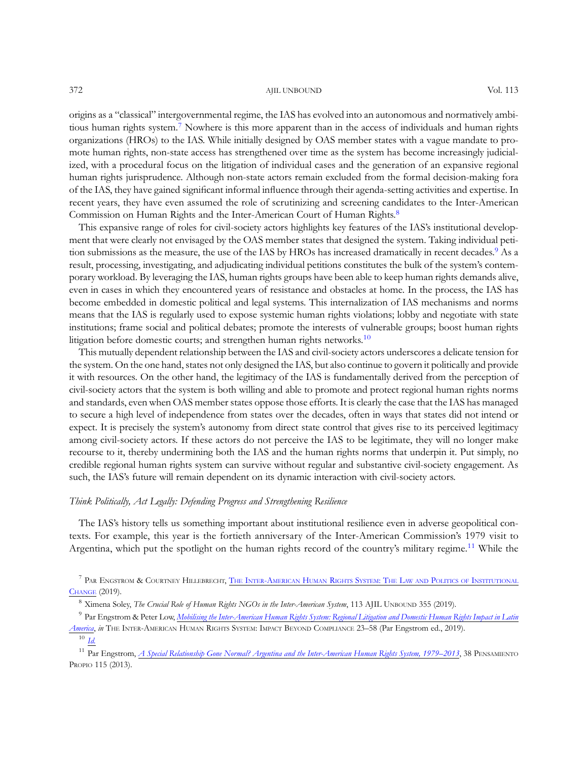origins as a "classical" intergovernmental regime, the IAS has evolved into an autonomous and normatively ambitious human rights system.[7] Nowhere is this more apparent than in the access of individuals and human rights organizations (HROs) to the IAS. While initially designed by OAS member states with a vague mandate to promote human rights, non-state access has strengthened over time as the system has become increasingly judicialized, with a procedural focus on the litigation of individual cases and the generation of an expansive regional human rights jurisprudence. Although non-state actors remain excluded from the formal decision-making fora of the IAS, they have gained significant informal influence through their agenda-setting activities and expertise. In recent years, they have even assumed the role of scrutinizing and screening candidates to the Inter-American Commission on Human Rights and the Inter-American Court of Human Rights.[8]

This expansive range of roles for civil-society actors highlights key features of the IAS's institutional development that were clearly not envisaged by the OAS member states that designed the system. Taking individual petition submissions as the measure, the use of the IAS by HROs has increased dramatically in recent decades.[9] As a result, processing, investigating, and adjudicating individual petitions constitutes the bulk of the system's contemporary workload. By leveraging the IAS, human rights groups have been able to keep human rights demands alive, even in cases in which they encountered years of resistance and obstacles at home. In the process, the IAS has become embedded in domestic political and legal systems. This internalization of IAS mechanisms and norms means that the IAS is regularly used to expose systemic human rights violations; lobby and negotiate with state institutions; frame social and political debates; promote the interests of vulnerable groups; boost human rights litigation before domestic courts; and strengthen human rights networks.[10]

This mutually dependent relationship between the IAS and civil-society actors underscores a delicate tension for the system. On the one hand, states not only designed the IAS, but also continue to govern it politically and provide it with resources. On the other hand, the legitimacy of the IAS is fundamentally derived from the perception of civil-society actors that the system is both willing and able to promote and protect regional human rights norms and standards, even when OAS member states oppose those efforts. It is clearly the case that the IAS has managed to secure a high level of independence from states over the decades, often in ways that states did not intend or expect. It is precisely the system's autonomy from direct state control that gives rise to its perceived legitimacy among civil-society actors. If these actors do not perceive the IAS to be legitimate, they will no longer make recourse to it, thereby undermining both the IAS and the human rights norms that underpin it. Put simply, no credible regional human rights system can survive without regular and substantive civil-society engagement. As such, the IAS's future will remain dependent on its dynamic interaction with civil-society actors.

### *Think Politically, Act Legally: Defending Progress and Strengthening Resilience*

The IAS's history tells us something important about institutional resilience even in adverse geopolitical contexts. For example, this year is the fortieth anniversary of the Inter-American Commission's 1979 visit to Argentina, which put the spotlight on the human rights record of the country's military regime.[11] While the

---

[7] Par Engstrom & Courtney Hillebrecht, The Inter-American Human Rights System: The Law and Politics of Institutional Change (2019).

[8] Ximena Soley, *The Crucial Role of Human Rights NGOs in the Inter-American System*, 113 AJIL Unbound 355 (2019).

[9] Par Engstrom & Peter Low, *Mobilising the Inter-American Human Rights System: Regional Litigation and Domestic Human Rights Impact in Latin America*, *in* The Inter-American Human Rights System: Impact Beyond Compliance 23–58 (Par Engstrom ed., 2019).

[10] *Id.*

[11] Par Engstrom, *A Special Relationship Gone Normal? Argentina and the Inter-American Human Rights System, 1979–2013*, 38 Pensamiento Propio 115 (2013).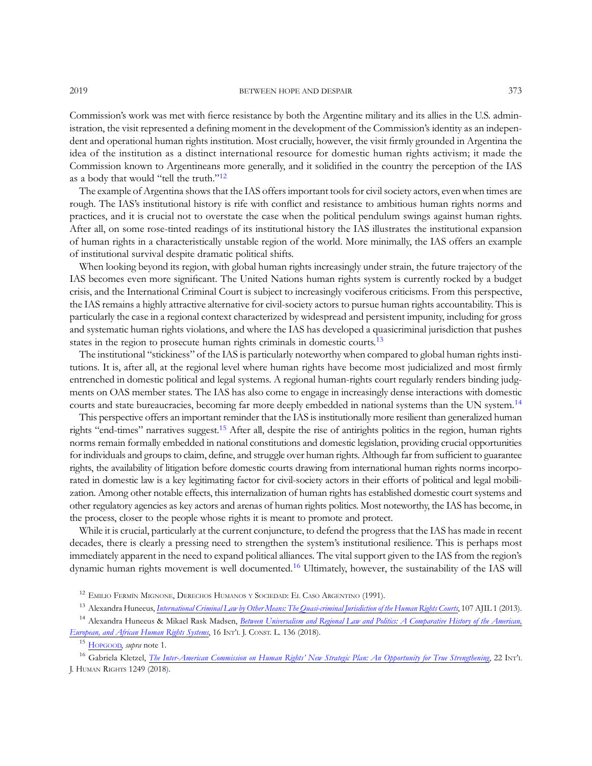Commission's work was met with fierce resistance by both the Argentine military and its allies in the U.S. administration, the visit represented a defining moment in the development of the Commission's identity as an independent and operational human rights institution. Most crucially, however, the visit firmly grounded in Argentina the idea of the institution as a distinct international resource for domestic human rights activism; it made the Commission known to Argentineans more generally, and it solidified in the country the perception of the IAS as a body that would "tell the truth."[12]

The example of Argentina shows that the IAS offers important tools for civil society actors, even when times are rough. The IAS's institutional history is rife with conflict and resistance to ambitious human rights norms and practices, and it is crucial not to overstate the case when the political pendulum swings against human rights. After all, on some rose-tinted readings of its institutional history the IAS illustrates the institutional expansion of human rights in a characteristically unstable region of the world. More minimally, the IAS offers an example of institutional survival despite dramatic political shifts.

When looking beyond its region, with global human rights increasingly under strain, the future trajectory of the IAS becomes even more significant. The United Nations human rights system is currently rocked by a budget crisis, and the International Criminal Court is subject to increasingly vociferous criticisms. From this perspective, the IAS remains a highly attractive alternative for civil-society actors to pursue human rights accountability. This is particularly the case in a regional context characterized by widespread and persistent impunity, including for gross and systematic human rights violations, and where the IAS has developed a quasicriminal jurisdiction that pushes states in the region to prosecute human rights criminals in domestic courts.[13]

The institutional "stickiness" of the IAS is particularly noteworthy when compared to global human rights institutions. It is, after all, at the regional level where human rights have become most judicialized and most firmly entrenched in domestic political and legal systems. A regional human-rights court regularly renders binding judgments on OAS member states. The IAS has also come to engage in increasingly dense interactions with domestic courts and state bureaucracies, becoming far more deeply embedded in national systems than the UN system.[14]

This perspective offers an important reminder that the IAS is institutionally more resilient than generalized human rights "end-times" narratives suggest.[15] After all, despite the rise of antirights politics in the region, human rights norms remain formally embedded in national constitutions and domestic legislation, providing crucial opportunities for individuals and groups to claim, define, and struggle over human rights. Although far from sufficient to guarantee rights, the availability of litigation before domestic courts drawing from international human rights norms incorporated in domestic law is a key legitimating factor for civil-society actors in their efforts of political and legal mobilization. Among other notable effects, this internalization of human rights has established domestic court systems and other regulatory agencies as key actors and arenas of human rights politics. Most noteworthy, the IAS has become, in the process, closer to the people whose rights it is meant to promote and protect.

While it is crucial, particularly at the current conjuncture, to defend the progress that the IAS has made in recent decades, there is clearly a pressing need to strengthen the system's institutional resilience. This is perhaps most immediately apparent in the need to expand political alliances. The vital support given to the IAS from the region's dynamic human rights movement is well documented.[16] Ultimately, however, the sustainability of the IAS will

[12] Emilio Fermín Mignone, Derechos Humanos y Sociedad: El Caso Argentino (1991).

[13] Alexandra Huneeus, *International Criminal Law by Other Means: The Quasi-criminal Jurisdiction of the Human Rights Courts*, 107 AJIL 1 (2013).

[14] Alexandra Huneeus & Mikael Rask Madsen, *Between Universalism and Regional Law and Politics: A Comparative History of the American, European, and African Human Rights Systems*, 16 Int'l J. Const. L. 136 (2018).

[15] Hopgood, *supra* note 1.

[16] Gabriela Kletzel, *The Inter-American Commission on Human Rights' New Strategic Plan: An Opportunity for True Strengthening*, 22 Int'l J. Human Rights 1249 (2018).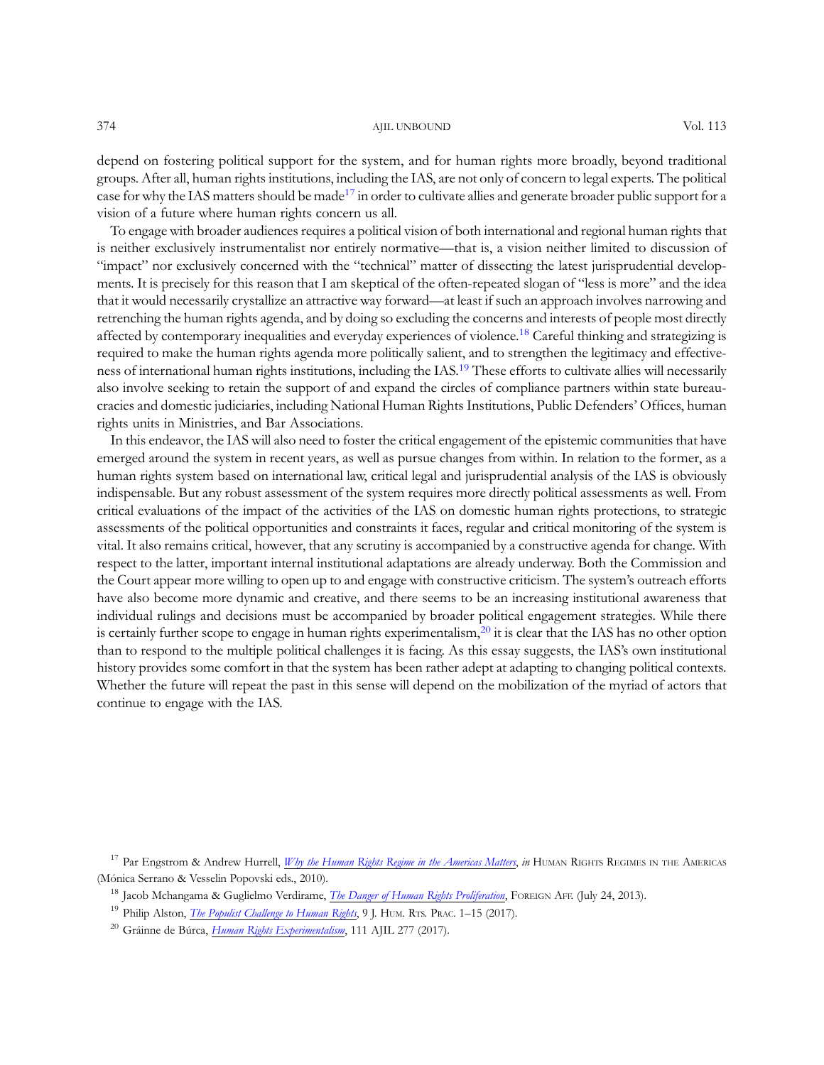depend on fostering political support for the system, and for human rights more broadly, beyond traditional groups. After all, human rights institutions, including the IAS, are not only of concern to legal experts. The political case for why the IAS matters should be made[17] in order to cultivate allies and generate broader public support for a vision of a future where human rights concern us all.

To engage with broader audiences requires a political vision of both international and regional human rights that is neither exclusively instrumentalist nor entirely normative—that is, a vision neither limited to discussion of "impact" nor exclusively concerned with the "technical" matter of dissecting the latest jurisprudential developments. It is precisely for this reason that I am skeptical of the often-repeated slogan of "less is more" and the idea that it would necessarily crystallize an attractive way forward—at least if such an approach involves narrowing and retrenching the human rights agenda, and by doing so excluding the concerns and interests of people most directly affected by contemporary inequalities and everyday experiences of violence.[18] Careful thinking and strategizing is required to make the human rights agenda more politically salient, and to strengthen the legitimacy and effectiveness of international human rights institutions, including the IAS.[19] These efforts to cultivate allies will necessarily also involve seeking to retain the support of and expand the circles of compliance partners within state bureaucracies and domestic judiciaries, including National Human Rights Institutions, Public Defenders' Offices, human rights units in Ministries, and Bar Associations.

In this endeavor, the IAS will also need to foster the critical engagement of the epistemic communities that have emerged around the system in recent years, as well as pursue changes from within. In relation to the former, as a human rights system based on international law, critical legal and jurisprudential analysis of the IAS is obviously indispensable. But any robust assessment of the system requires more directly political assessments as well. From critical evaluations of the impact of the activities of the IAS on domestic human rights protections, to strategic assessments of the political opportunities and constraints it faces, regular and critical monitoring of the system is vital. It also remains critical, however, that any scrutiny is accompanied by a constructive agenda for change. With respect to the latter, important internal institutional adaptations are already underway. Both the Commission and the Court appear more willing to open up to and engage with constructive criticism. The system's outreach efforts have also become more dynamic and creative, and there seems to be an increasing institutional awareness that individual rulings and decisions must be accompanied by broader political engagement strategies. While there is certainly further scope to engage in human rights experimentalism,[20] it is clear that the IAS has no other option than to respond to the multiple political challenges it is facing. As this essay suggests, the IAS's own institutional history provides some comfort in that the system has been rather adept at adapting to changing political contexts. Whether the future will repeat the past in this sense will depend on the mobilization of the myriad of actors that continue to engage with the IAS.

---

[17] Par Engstrom & Andrew Hurrell, *Why the Human Rights Regime in the Americas Matters*, *in* Human Rights Regimes in the Americas (Mónica Serrano & Vesselin Popovski eds., 2010).

[18] Jacob Mchangama & Guglielmo Verdirame, *The Danger of Human Rights Proliferation*, Foreign Aff. (July 24, 2013).

[19] Philip Alston, *The Populist Challenge to Human Rights*, 9 J. Hum. Rts. Prac. 1–15 (2017).

[20] Gráinne de Búrca, *Human Rights Experimentalism*, 111 AJIL 277 (2017).